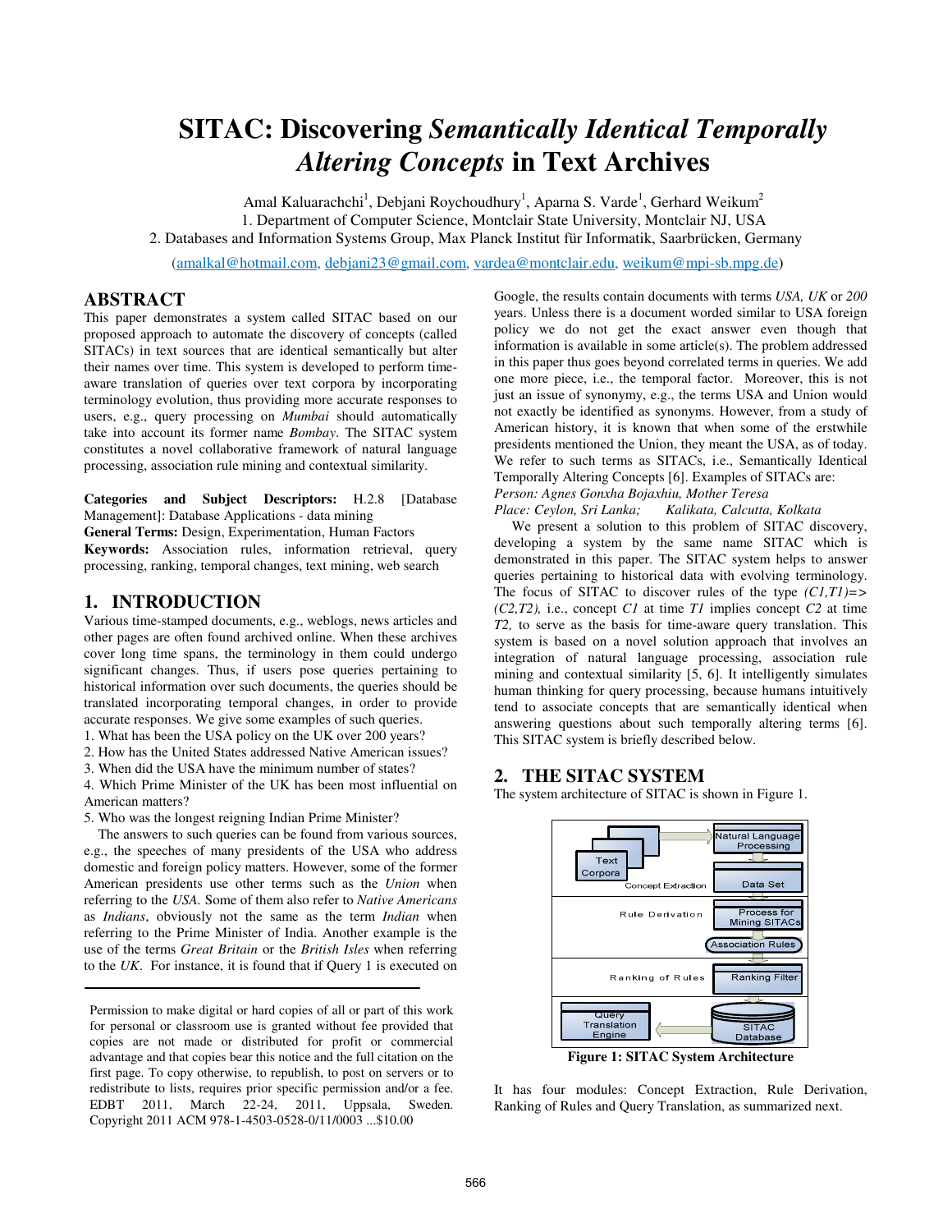# SITAC: Discovering *Semantically Identical Temporally Altering Concepts* in Text Archives

Amal Kaluarachchi[1], Debjani Roychoudhury[1], Aparna S. Varde[1], Gerhard Weikum[2]

1. Department of Computer Science, Montclair State University, Montclair NJ, USA
2. Databases and Information Systems Group, Max Planck Institut für Informatik, Saarbrücken, Germany

(amalkal@hotmail.com, debjani23@gmail.com, vardea@montclair.edu, weikum@mpi-sb.mpg.de)

## ABSTRACT

This paper demonstrates a system called SITAC based on our proposed approach to automate the discovery of concepts (called SITACs) in text sources that are identical semantically but alter their names over time. This system is developed to perform time-aware translation of queries over text corpora by incorporating terminology evolution, thus providing more accurate responses to users, e.g., query processing on *Mumbai* should automatically take into account its former name *Bombay*. The SITAC system constitutes a novel collaborative framework of natural language processing, association rule mining and contextual similarity.

**Categories and Subject Descriptors:** H.2.8 [Database Management]: Database Applications - data mining

**General Terms:** Design, Experimentation, Human Factors

**Keywords:** Association rules, information retrieval, query processing, ranking, temporal changes, text mining, web search

## 1. INTRODUCTION

Various time-stamped documents, e.g., weblogs, news articles and other pages are often found archived online. When these archives cover long time spans, the terminology in them could undergo significant changes. Thus, if users pose queries pertaining to historical information over such documents, the queries should be translated incorporating temporal changes, in order to provide accurate responses. We give some examples of such queries.

1. What has been the USA policy on the UK over 200 years?
2. How has the United States addressed Native American issues?
3. When did the USA have the minimum number of states?
4. Which Prime Minister of the UK has been most influential on American matters?
5. Who was the longest reigning Indian Prime Minister?

The answers to such queries can be found from various sources, e.g., the speeches of many presidents of the USA who address domestic and foreign policy matters. However, some of the former American presidents use other terms such as the *Union* when referring to the *USA*. Some of them also refer to *Native Americans* as *Indians*, obviously not the same as the term *Indian* when referring to the Prime Minister of India. Another example is the use of the terms *Great Britain* or the *British Isles* when referring to the *UK*. For instance, it is found that if Query 1 is executed on Google, the results contain documents with terms *USA, UK* or *200* years. Unless there is a document worded similar to USA foreign policy we do not get the exact answer even though that information is available in some article(s). The problem addressed in this paper thus goes beyond correlated terms in queries. We add one more piece, i.e., the temporal factor. Moreover, this is not just an issue of synonymy, e.g., the terms USA and Union would not exactly be identified as synonyms. However, from a study of American history, it is known that when some of the erstwhile presidents mentioned the Union, they meant the USA, as of today. We refer to such terms as SITACs, i.e., Semantically Identical Temporally Altering Concepts [6]. Examples of SITACs are:

*Person: Agnes Gonxha Bojaxhiu, Mother Teresa*

*Place: Ceylon, Sri Lanka; Kalikata, Calcutta, Kolkata*

We present a solution to this problem of SITAC discovery, developing a system by the same name SITAC which is demonstrated in this paper. The SITAC system helps to answer queries pertaining to historical data with evolving terminology. The focus of SITAC to discover rules of the type *(C1,T1)=> (C2,T2),* i.e., concept *C1* at time *T1* implies concept *C2* at time *T2,* to serve as the basis for time-aware query translation. This system is based on a novel solution approach that involves an integration of natural language processing, association rule mining and contextual similarity [5, 6]. It intelligently simulates human thinking for query processing, because humans intuitively tend to associate concepts that are semantically identical when answering questions about such temporally altering terms [6]. This SITAC system is briefly described below.

## 2. THE SITAC SYSTEM

The system architecture of SITAC is shown in Figure 1.

Text Corpora
Natural Language Processing
Concept Extraction
Data Set
Rule Derivation
Process for Mining SITACs
Association Rules
Ranking of Rules
Ranking Filter
Query Translation Engine
SITAC Database

**Figure 1: SITAC System Architecture**

It has four modules: Concept Extraction, Rule Derivation, Ranking of Rules and Query Translation, as summarized next.

Permission to make digital or hard copies of all or part of this work for personal or classroom use is granted without fee provided that copies are not made or distributed for profit or commercial advantage and that copies bear this notice and the full citation on the first page. To copy otherwise, to republish, to post on servers or to redistribute to lists, requires prior specific permission and/or a fee. EDBT 2011, March 22-24, 2011, Uppsala, Sweden. Copyright 2011 ACM 978-1-4503-0528-0/11/0003 ...$10.00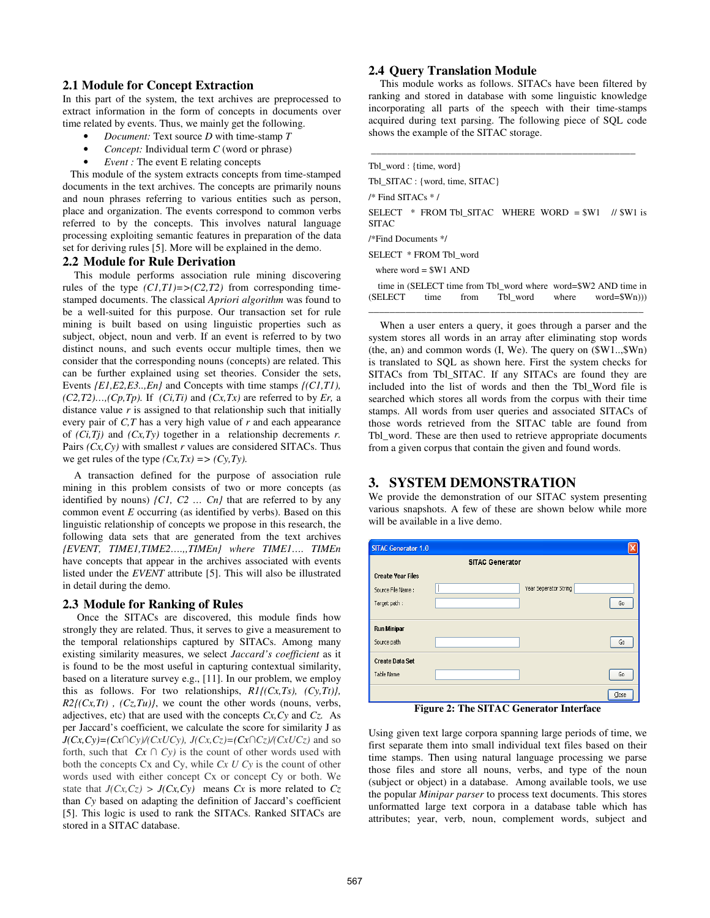## 2.1 Module for Concept Extraction

In this part of the system, the text archives are preprocessed to extract information in the form of concepts in documents over time related by events. Thus, we mainly get the following.

- *Document:* Text source *D* with time-stamp *T*
- *Concept:* Individual term *C* (word or phrase)
- *Event :* The event E relating concepts

This module of the system extracts concepts from time-stamped documents in the text archives. The concepts are primarily nouns and noun phrases referring to various entities such as person, place and organization. The events correspond to common verbs referred to by the concepts. This involves natural language processing exploiting semantic features in preparation of the data set for deriving rules [5]. More will be explained in the demo.

## 2.2 Module for Rule Derivation

This module performs association rule mining discovering rules of the type $(C1,T1)=>(C2,T2)$ from corresponding time-stamped documents. The classical *Apriori algorithm* was found to be a well-suited for this purpose. Our transaction set for rule mining is built based on using linguistic properties such as subject, object, noun and verb. If an event is referred to by two distinct nouns, and such events occur multiple times, then we consider that the corresponding nouns (concepts) are related. This can be further explained using set theories. Consider the sets, Events $\{E1,E2,E3..,En\}$ and Concepts with time stamps $\{(C1,T1), (C2,T2)\ldots,(Cp,Tp)$. If $(Ci,Ti)$ and $(Cx,Tx)$ are referred to by $Er$, a distance value $r$ is assigned to that relationship such that initially every pair of $C,T$ has a very high value of $r$ and each appearance of $(Ci,Tj)$ and $(Cx,Ty)$ together in a relationship decrements $r$. Pairs $(Cx,Cy)$ with smallest $r$ values are considered SITACs. Thus we get rules of the type $(Cx,Tx) => (Cy,Ty)$.

A transaction defined for the purpose of association rule mining in this problem consists of two or more concepts (as identified by nouns) $\{C1, C2 \ldots Cn\}$ that are referred to by any common event $E$ occurring (as identified by verbs). Based on this linguistic relationship of concepts we propose in this research, the following data sets that are generated from the text archives *{EVENT, TIME1,TIME2…..,TIMEn} where TIME1…. TIMEn* have concepts that appear in the archives associated with events listed under the *EVENT* attribute [5]. This will also be illustrated in detail during the demo.

## 2.3 Module for Ranking of Rules

Once the SITACs are discovered, this module finds how strongly they are related. Thus, it serves to give a measurement to the temporal relationships captured by SITACs. Among many existing similarity measures, we select *Jaccard's coefficient* as it is found to be the most useful in capturing contextual similarity, based on a literature survey e.g., [11]. In our problem, we employ this as follows. For two relationships, $R1\{(Cx,Ts), (Cy,Tt)\}$, $R2\{(Cx,Tt) , (Cz,Tu)\}$, we count the other words (nouns, verbs, adjectives, etc) that are used with the concepts $Cx,Cy$ and $Cz$. As per Jaccard's coefficient, we calculate the score for similarity J as $J(Cx,Cy)=(Cx\cap Cy)/(CxUCy)$, $J(Cx,Cz)=(Cx\cap Cz)/(CxUCz)$ and so forth, such that $Cx \cap Cy)$ is the count of other words used with both the concepts Cx and Cy, while $Cx\ U\ Cy$ is the count of other words used with either concept Cx or concept Cy or both. We state that $J(Cx,Cz) > J(Cx,Cy)$ means $Cx$ is more related to $Cz$ than $Cy$ based on adapting the definition of Jaccard's coefficient [5]. This logic is used to rank the SITACs. Ranked SITACs are stored in a SITAC database.

## 2.4 Query Translation Module

This module works as follows. SITACs have been filtered by ranking and stored in database with some linguistic knowledge incorporating all parts of the speech with their time-stamps acquired during text parsing. The following piece of SQL code shows the example of the SITAC storage.

```
Tbl_word : {time, word}
Tbl_SITAC : {word, time, SITAC}
/* Find SITACs * /
SELECT * FROM Tbl_SITAC WHERE WORD = $W1   // $W1 is SITAC
/*Find Documents */
SELECT * FROM Tbl_word
  where word = $W1 AND
  time in (SELECT time from Tbl_word where word=$W2 AND time in (SELECT time from Tbl_word where word=$Wn)))
```

When a user enters a query, it goes through a parser and the system stores all words in an array after eliminating stop words (the, an) and common words (I, We). The query on ($W1..,$Wn) is translated to SQL as shown here. First the system checks for SITACs from Tbl_SITAC. If any SITACs are found they are included into the list of words and then the Tbl_Word file is searched which stores all words from the corpus with their time stamps. All words from user queries and associated SITACs of those words retrieved from the SITAC table are found from Tbl_word. These are then used to retrieve appropriate documents from a given corpus that contain the given and found words.

# 3. SYSTEM DEMONSTRATION

We provide the demonstration of our SITAC system presenting various snapshots. A few of these are shown below while more will be available in a live demo.

SITAC Generator 1.0

SITAC Generator

Create Year Files

Source File Name : Year Seperator String

Target path : Go

Run Minipar

Source path Go

Create Data Set

Table Name Go

Close

**Figure 2: The SITAC Generator Interface**

Using given text large corpora spanning large periods of time, we first separate them into small individual text files based on their time stamps. Then using natural language processing we parse those files and store all nouns, verbs, and type of the noun (subject or object) in a database. Among available tools, we use the popular *Minipar parser* to process text documents. This stores unformatted large text corpora in a database table which has attributes; year, verb, noun, complement words, subject and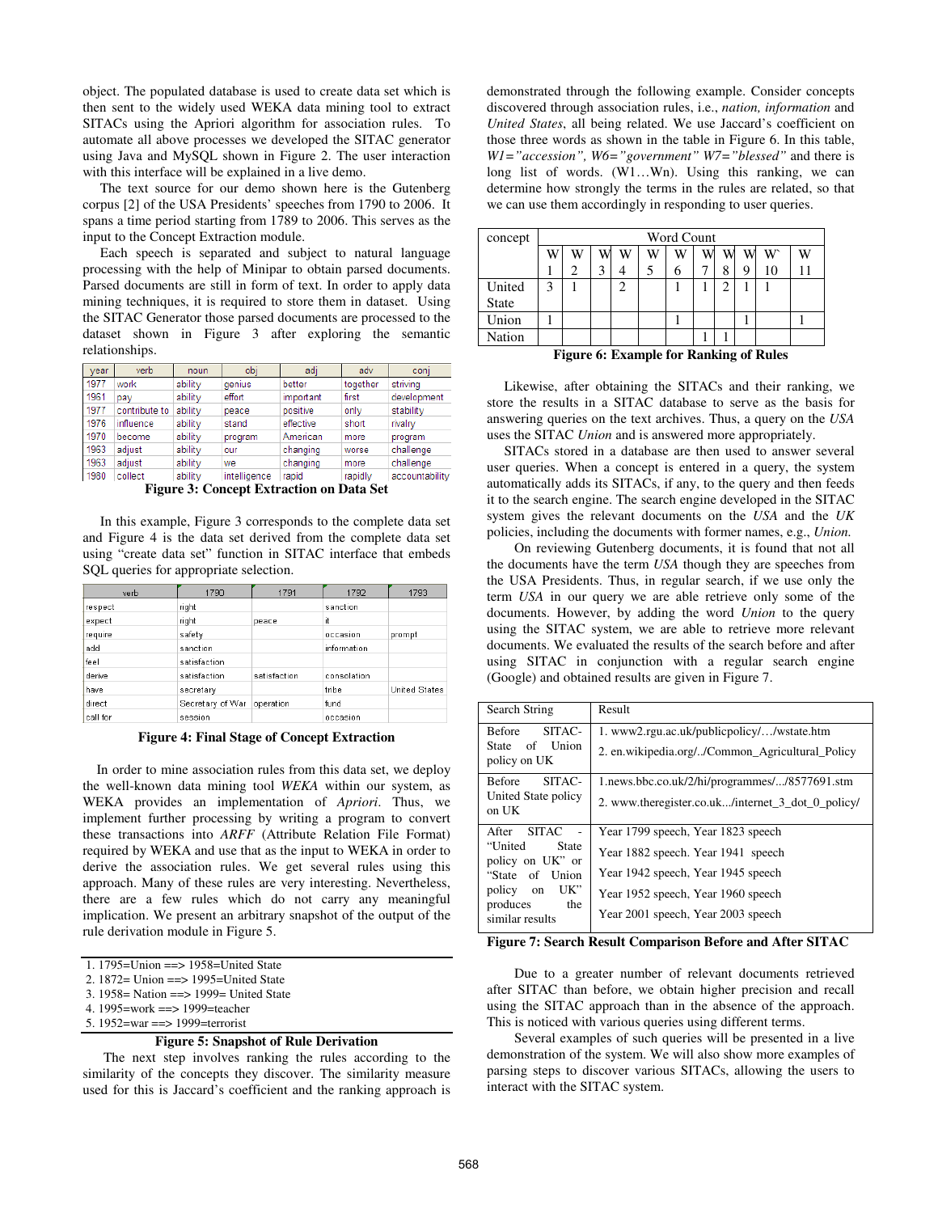object. The populated database is used to create data set which is then sent to the widely used WEKA data mining tool to extract SITACs using the Apriori algorithm for association rules. To automate all above processes we developed the SITAC generator using Java and MySQL shown in Figure 2. The user interaction with this interface will be explained in a live demo.

The text source for our demo shown here is the Gutenberg corpus [2] of the USA Presidents' speeches from 1790 to 2006. It spans a time period starting from 1789 to 2006. This serves as the input to the Concept Extraction module.

Each speech is separated and subject to natural language processing with the help of Minipar to obtain parsed documents. Parsed documents are still in form of text. In order to apply data mining techniques, it is required to store them in dataset. Using the SITAC Generator those parsed documents are processed to the dataset shown in Figure 3 after exploring the semantic relationships.

| year | verb | noun | obj | adj | adv | conj |
|---|---|---|---|---|---|---|
| 1977 | work | ability | genius | better | together | striving |
| 1961 | pay | ability | effort | important | first | development |
| 1977 | contribute to | ability | peace | positive | only | stability |
| 1976 | influence | ability | stand | effective | short | rivalry |
| 1970 | become | ability | program | American | more | program |
| 1963 | adjust | ability | our | changing | worse | challenge |
| 1963 | adjust | ability | we | changing | more | challenge |
| 1980 | collect | ability | intelligence | rapid | rapidly | accountability |

**Figure 3: Concept Extraction on Data Set**

In this example, Figure 3 corresponds to the complete data set and Figure 4 is the data set derived from the complete data set using "create data set" function in SITAC interface that embeds SQL queries for appropriate selection.

| verb | 1790 | 1791 | 1792 | 1793 |
|---|---|---|---|---|
| respect | right | | sanction | |
| expect | right | peace | it | |
| require | safety | | occasion | prompt |
| add | sanction | | information | |
| feel | satisfaction | | | |
| derive | satisfaction | satisfaction | consolation | |
| have | secretary | | tribe | United States |
| direct | Secretary of War | operation | fund | |
| call for | session | | occasion | |

**Figure 4: Final Stage of Concept Extraction**

In order to mine association rules from this data set, we deploy the well-known data mining tool *WEKA* within our system, as WEKA provides an implementation of *Apriori*. Thus, we implement further processing by writing a program to convert these transactions into *ARFF* (Attribute Relation File Format) required by WEKA and use that as the input to WEKA in order to derive the association rules. We get several rules using this approach. Many of these rules are very interesting. Nevertheless, there are a few rules which do not carry any meaningful implication. We present an arbitrary snapshot of the output of the rule derivation module in Figure 5.

1. 1795=Union ==> 1958=United State
2. 1872= Union ==> 1995=United State
3. 1958= Nation ==> 1999= United State
4. 1995=work ==> 1999=teacher
5. 1952=war ==> 1999=terrorist

**Figure 5: Snapshot of Rule Derivation**

The next step involves ranking the rules according to the similarity of the concepts they discover. The similarity measure used for this is Jaccard's coefficient and the ranking approach is demonstrated through the following example. Consider concepts discovered through association rules, i.e., *nation, information* and *United States*, all being related. We use Jaccard's coefficient on those three words as shown in the table in Figure 6. In this table, *W1="accession", W6="government" W7="blessed"* and there is long list of words. (W1…Wn). Using this ranking, we can determine how strongly the terms in the rules are related, so that we can use them accordingly in responding to user queries.

| concept | Word Count | | | | | | | | | | |
|---|---|---|---|---|---|---|---|---|---|---|---|
| | W1 | W2 | W3 | W4 | W5 | W6 | W7 | W8 | W9 | W`10 | W11 |
| United State | 3 | 1 | | 2 | | 1 | 1 | 2 | 1 | 1 | |
| Union | 1 | | | | | 1 | | | 1 | | 1 |
| Nation | | | | | | | 1 | 1 | | | |

**Figure 6: Example for Ranking of Rules**

Likewise, after obtaining the SITACs and their ranking, we store the results in a SITAC database to serve as the basis for answering queries on the text archives. Thus, a query on the *USA* uses the SITAC *Union* and is answered more appropriately.

SITACs stored in a database are then used to answer several user queries. When a concept is entered in a query, the system automatically adds its SITACs, if any, to the query and then feeds it to the search engine. The search engine developed in the SITAC system gives the relevant documents on the *USA* and the *UK* policies, including the documents with former names, e.g., *Union.*

On reviewing Gutenberg documents, it is found that not all the documents have the term *USA* though they are speeches from the USA Presidents. Thus, in regular search, if we use only the term *USA* in our query we are able retrieve only some of the documents. However, by adding the word *Union* to the query using the SITAC system, we are able to retrieve more relevant documents. We evaluated the results of the search before and after using SITAC in conjunction with a regular search engine (Google) and obtained results are given in Figure 7.

| Search String | Result |
|---|---|
| Before SITAC-State of Union policy on UK | 1. www2.rgu.ac.uk/publicpolicy/…/wstate.htm<br>2. en.wikipedia.org/../Common_Agricultural_Policy |
| Before SITAC-United State policy on UK | 1.news.bbc.co.uk/2/hi/programmes/.../8577691.stm<br>2. www.theregister.co.uk.../internet_3_dot_0_policy/ |
| After SITAC - "United State policy on UK" or "State of Union policy on UK" produces the similar results | Year 1799 speech, Year 1823 speech<br>Year 1882 speech. Year 1941 speech<br>Year 1942 speech, Year 1945 speech<br>Year 1952 speech, Year 1960 speech<br>Year 2001 speech, Year 2003 speech |

**Figure 7: Search Result Comparison Before and After SITAC**

Due to a greater number of relevant documents retrieved after SITAC than before, we obtain higher precision and recall using the SITAC approach than in the absence of the approach. This is noticed with various queries using different terms.

Several examples of such queries will be presented in a live demonstration of the system. We will also show more examples of parsing steps to discover various SITACs, allowing the users to interact with the SITAC system.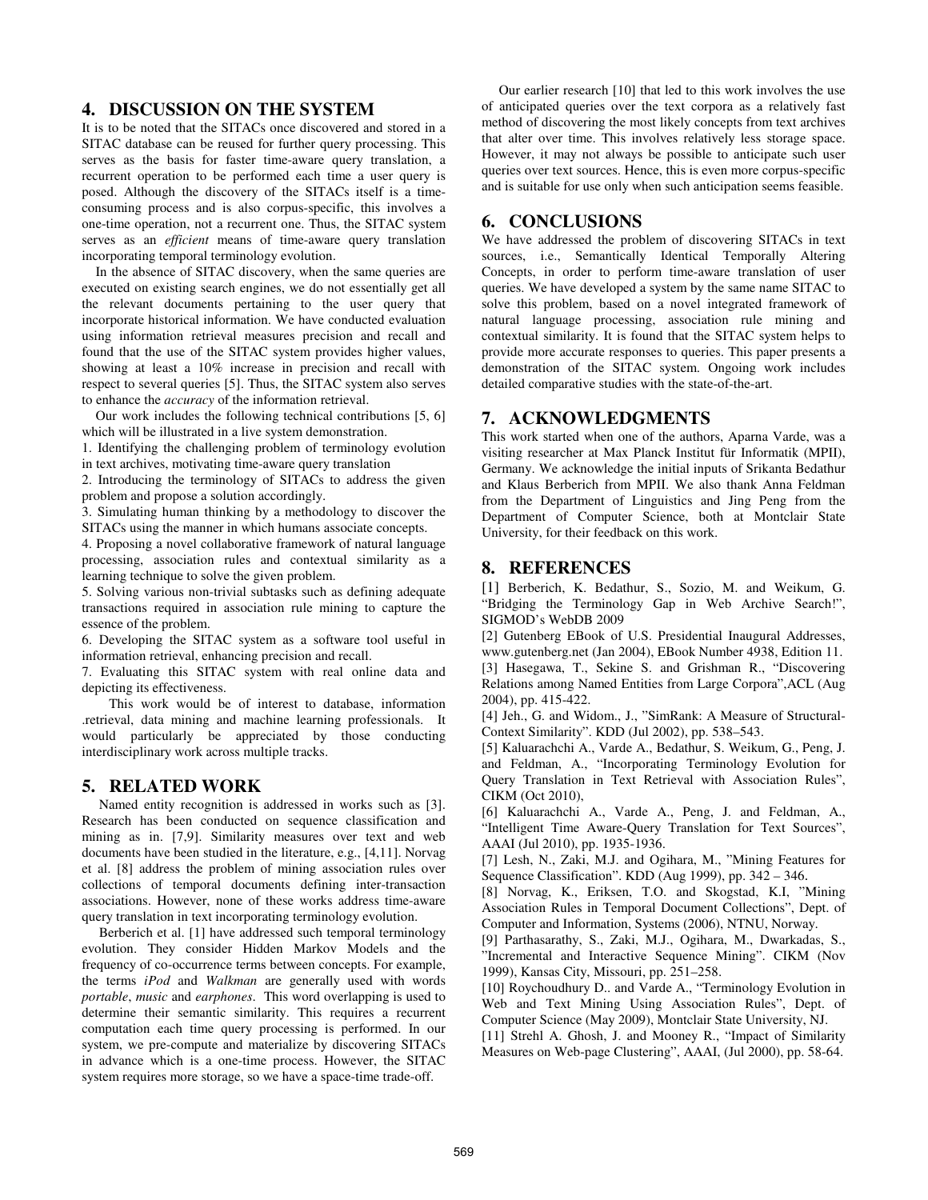## 4. DISCUSSION ON THE SYSTEM

It is to be noted that the SITACs once discovered and stored in a SITAC database can be reused for further query processing. This serves as the basis for faster time-aware query translation, a recurrent operation to be performed each time a user query is posed. Although the discovery of the SITACs itself is a time-consuming process and is also corpus-specific, this involves a one-time operation, not a recurrent one. Thus, the SITAC system serves as an *efficient* means of time-aware query translation incorporating temporal terminology evolution.

In the absence of SITAC discovery, when the same queries are executed on existing search engines, we do not essentially get all the relevant documents pertaining to the user query that incorporate historical information. We have conducted evaluation using information retrieval measures precision and recall and found that the use of the SITAC system provides higher values, showing at least a 10% increase in precision and recall with respect to several queries [5]. Thus, the SITAC system also serves to enhance the *accuracy* of the information retrieval.

Our work includes the following technical contributions [5, 6] which will be illustrated in a live system demonstration.

1. Identifying the challenging problem of terminology evolution in text archives, motivating time-aware query translation
2. Introducing the terminology of SITACs to address the given problem and propose a solution accordingly.
3. Simulating human thinking by a methodology to discover the SITACs using the manner in which humans associate concepts.
4. Proposing a novel collaborative framework of natural language processing, association rules and contextual similarity as a learning technique to solve the given problem.
5. Solving various non-trivial subtasks such as defining adequate transactions required in association rule mining to capture the essence of the problem.
6. Developing the SITAC system as a software tool useful in information retrieval, enhancing precision and recall.
7. Evaluating this SITAC system with real online data and depicting its effectiveness.

This work would be of interest to database, information .retrieval, data mining and machine learning professionals. It would particularly be appreciated by those conducting interdisciplinary work across multiple tracks.

## 5. RELATED WORK

Named entity recognition is addressed in works such as [3]. Research has been conducted on sequence classification and mining as in. [7,9]. Similarity measures over text and web documents have been studied in the literature, e.g., [4,11]. Norvag et al. [8] address the problem of mining association rules over collections of temporal documents defining inter-transaction associations. However, none of these works address time-aware query translation in text incorporating terminology evolution.

Berberich et al. [1] have addressed such temporal terminology evolution. They consider Hidden Markov Models and the frequency of co-occurrence terms between concepts. For example, the terms *iPod* and *Walkman* are generally used with words *portable*, *music* and *earphones*. This word overlapping is used to determine their semantic similarity. This requires a recurrent computation each time query processing is performed. In our system, we pre-compute and materialize by discovering SITACs in advance which is a one-time process. However, the SITAC system requires more storage, so we have a space-time trade-off.

Our earlier research [10] that led to this work involves the use of anticipated queries over the text corpora as a relatively fast method of discovering the most likely concepts from text archives that alter over time. This involves relatively less storage space. However, it may not always be possible to anticipate such user queries over text sources. Hence, this is even more corpus-specific and is suitable for use only when such anticipation seems feasible.

## 6. CONCLUSIONS

We have addressed the problem of discovering SITACs in text sources, i.e., Semantically Identical Temporally Altering Concepts, in order to perform time-aware translation of user queries. We have developed a system by the same name SITAC to solve this problem, based on a novel integrated framework of natural language processing, association rule mining and contextual similarity. It is found that the SITAC system helps to provide more accurate responses to queries. This paper presents a demonstration of the SITAC system. Ongoing work includes detailed comparative studies with the state-of-the-art.

## 7. ACKNOWLEDGMENTS

This work started when one of the authors, Aparna Varde, was a visiting researcher at Max Planck Institut für Informatik (MPII), Germany. We acknowledge the initial inputs of Srikanta Bedathur and Klaus Berberich from MPII. We also thank Anna Feldman from the Department of Linguistics and Jing Peng from the Department of Computer Science, both at Montclair State University, for their feedback on this work.

## 8. REFERENCES

[1] Berberich, K. Bedathur, S., Sozio, M. and Weikum, G. "Bridging the Terminology Gap in Web Archive Search!", SIGMOD's WebDB 2009

[2] Gutenberg EBook of U.S. Presidential Inaugural Addresses, www.gutenberg.net (Jan 2004), EBook Number 4938, Edition 11.

[3] Hasegawa, T., Sekine S. and Grishman R., "Discovering Relations among Named Entities from Large Corpora",ACL (Aug 2004), pp. 415-422.

[4] Jeh., G. and Widom., J., "SimRank: A Measure of Structural-Context Similarity". KDD (Jul 2002), pp. 538–543.

[5] Kaluarachchi A., Varde A., Bedathur, S. Weikum, G., Peng, J. and Feldman, A., "Incorporating Terminology Evolution for Query Translation in Text Retrieval with Association Rules", CIKM (Oct 2010),

[6] Kaluarachchi A., Varde A., Peng, J. and Feldman, A., "Intelligent Time Aware-Query Translation for Text Sources", AAAI (Jul 2010), pp. 1935-1936.

[7] Lesh, N., Zaki, M.J. and Ogihara, M., "Mining Features for Sequence Classification". KDD (Aug 1999), pp. 342 – 346.

[8] Norvag, K., Eriksen, T.O. and Skogstad, K.I, "Mining Association Rules in Temporal Document Collections", Dept. of Computer and Information, Systems (2006), NTNU, Norway.

[9] Parthasarathy, S., Zaki, M.J., Ogihara, M., Dwarkadas, S., "Incremental and Interactive Sequence Mining". CIKM (Nov 1999), Kansas City, Missouri, pp. 251–258.

[10] Roychoudhury D.. and Varde A., "Terminology Evolution in Web and Text Mining Using Association Rules", Dept. of Computer Science (May 2009), Montclair State University, NJ.

[11] Strehl A. Ghosh, J. and Mooney R., "Impact of Similarity Measures on Web-page Clustering", AAAI, (Jul 2000), pp. 58-64.